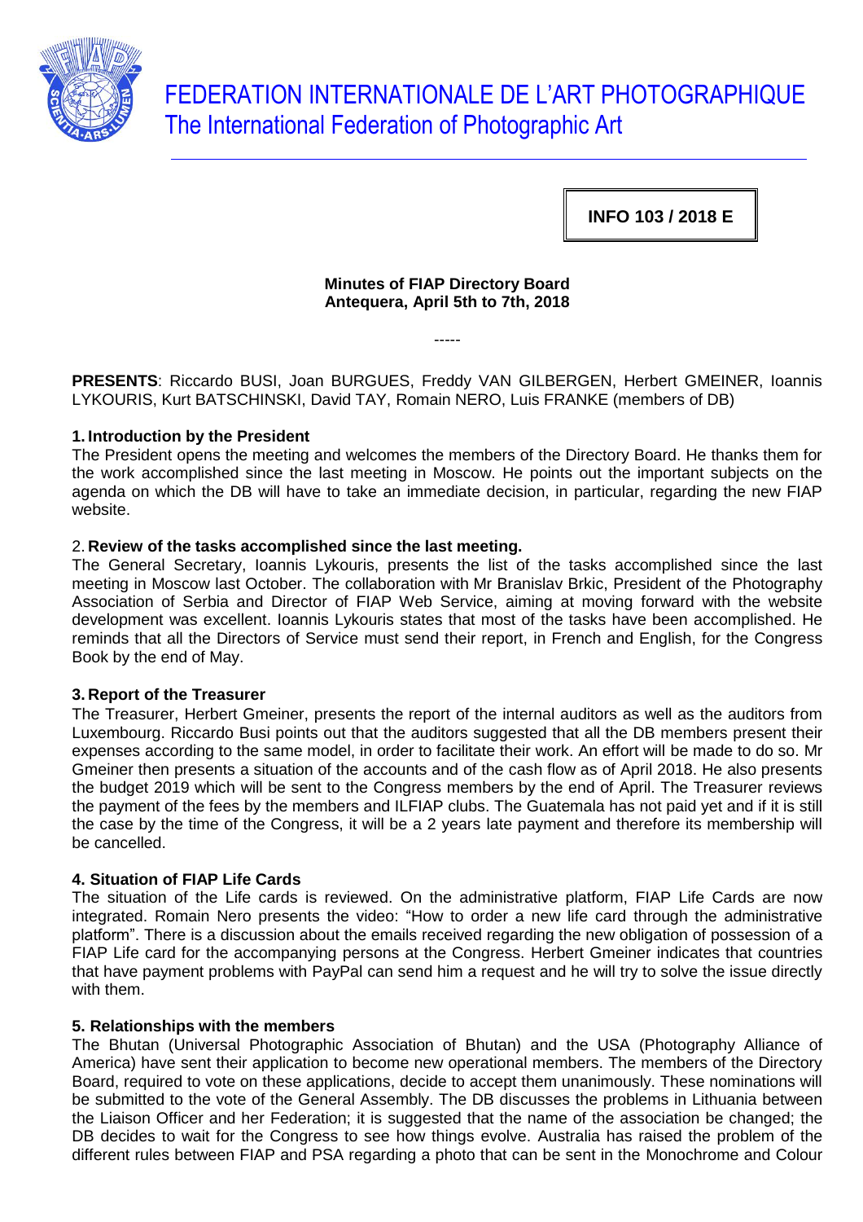# FEDERATION INTERNATIONALE DE L'ART PHOTOGRAPHIQUE
## The International Federation of Photographic Art

**INFO 103 / 2018 E**

**Minutes of FIAP Directory Board**
**Antequera, April 5th to 7th, 2018**

-----

**PRESENTS**: Riccardo BUSI, Joan BURGUES, Freddy VAN GILBERGEN, Herbert GMEINER, Ioannis LYKOURIS, Kurt BATSCHINSKI, David TAY, Romain NERO, Luis FRANKE (members of DB)

### 1. Introduction by the President

The President opens the meeting and welcomes the members of the Directory Board. He thanks them for the work accomplished since the last meeting in Moscow. He points out the important subjects on the agenda on which the DB will have to take an immediate decision, in particular, regarding the new FIAP website.

### 2. Review of the tasks accomplished since the last meeting.

The General Secretary, Ioannis Lykouris, presents the list of the tasks accomplished since the last meeting in Moscow last October. The collaboration with Mr Branislav Brkic, President of the Photography Association of Serbia and Director of FIAP Web Service, aiming at moving forward with the website development was excellent. Ioannis Lykouris states that most of the tasks have been accomplished. He reminds that all the Directors of Service must send their report, in French and English, for the Congress Book by the end of May.

### 3. Report of the Treasurer

The Treasurer, Herbert Gmeiner, presents the report of the internal auditors as well as the auditors from Luxembourg. Riccardo Busi points out that the auditors suggested that all the DB members present their expenses according to the same model, in order to facilitate their work. An effort will be made to do so. Mr Gmeiner then presents a situation of the accounts and of the cash flow as of April 2018. He also presents the budget 2019 which will be sent to the Congress members by the end of April. The Treasurer reviews the payment of the fees by the members and ILFIAP clubs. The Guatemala has not paid yet and if it is still the case by the time of the Congress, it will be a 2 years late payment and therefore its membership will be cancelled.

### 4. Situation of FIAP Life Cards

The situation of the Life cards is reviewed. On the administrative platform, FIAP Life Cards are now integrated. Romain Nero presents the video: "How to order a new life card through the administrative platform". There is a discussion about the emails received regarding the new obligation of possession of a FIAP Life card for the accompanying persons at the Congress. Herbert Gmeiner indicates that countries that have payment problems with PayPal can send him a request and he will try to solve the issue directly with them.

### 5. Relationships with the members

The Bhutan (Universal Photographic Association of Bhutan) and the USA (Photography Alliance of America) have sent their application to become new operational members. The members of the Directory Board, required to vote on these applications, decide to accept them unanimously. These nominations will be submitted to the vote of the General Assembly. The DB discusses the problems in Lithuania between the Liaison Officer and her Federation; it is suggested that the name of the association be changed; the DB decides to wait for the Congress to see how things evolve. Australia has raised the problem of the different rules between FIAP and PSA regarding a photo that can be sent in the Monochrome and Colour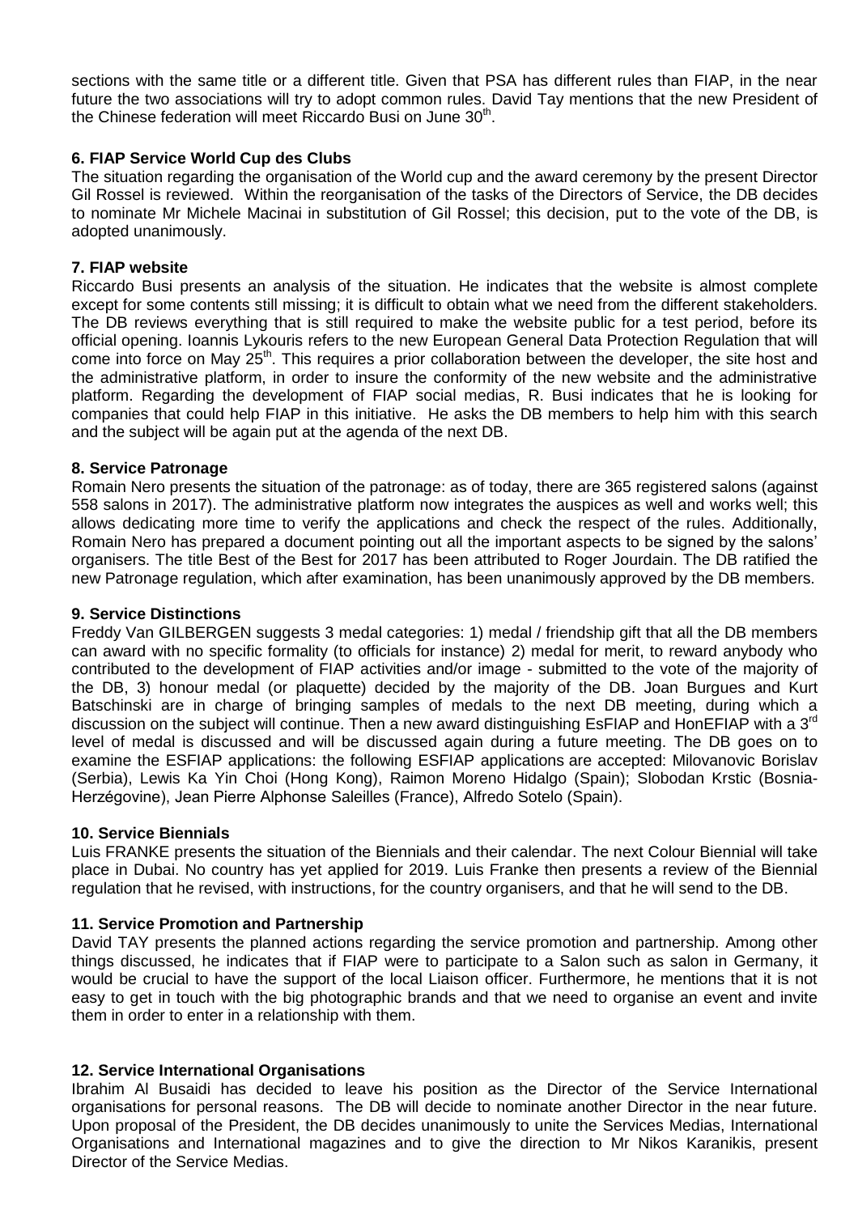sections with the same title or a different title. Given that PSA has different rules than FIAP, in the near future the two associations will try to adopt common rules. David Tay mentions that the new President of the Chinese federation will meet Riccardo Busi on June 30th.

### 6. FIAP Service World Cup des Clubs

The situation regarding the organisation of the World cup and the award ceremony by the present Director Gil Rossel is reviewed. Within the reorganisation of the tasks of the Directors of Service, the DB decides to nominate Mr Michele Macinai in substitution of Gil Rossel; this decision, put to the vote of the DB, is adopted unanimously.

### 7. FIAP website

Riccardo Busi presents an analysis of the situation. He indicates that the website is almost complete except for some contents still missing; it is difficult to obtain what we need from the different stakeholders. The DB reviews everything that is still required to make the website public for a test period, before its official opening. Ioannis Lykouris refers to the new European General Data Protection Regulation that will come into force on May 25th. This requires a prior collaboration between the developer, the site host and the administrative platform, in order to insure the conformity of the new website and the administrative platform. Regarding the development of FIAP social medias, R. Busi indicates that he is looking for companies that could help FIAP in this initiative. He asks the DB members to help him with this search and the subject will be again put at the agenda of the next DB.

### 8. Service Patronage

Romain Nero presents the situation of the patronage: as of today, there are 365 registered salons (against 558 salons in 2017). The administrative platform now integrates the auspices as well and works well; this allows dedicating more time to verify the applications and check the respect of the rules. Additionally, Romain Nero has prepared a document pointing out all the important aspects to be signed by the salons' organisers. The title Best of the Best for 2017 has been attributed to Roger Jourdain. The DB ratified the new Patronage regulation, which after examination, has been unanimously approved by the DB members.

### 9. Service Distinctions

Freddy Van GILBERGEN suggests 3 medal categories: 1) medal / friendship gift that all the DB members can award with no specific formality (to officials for instance) 2) medal for merit, to reward anybody who contributed to the development of FIAP activities and/or image - submitted to the vote of the majority of the DB, 3) honour medal (or plaquette) decided by the majority of the DB. Joan Burgues and Kurt Batschinski are in charge of bringing samples of medals to the next DB meeting, during which a discussion on the subject will continue. Then a new award distinguishing EsFIAP and HonEFIAP with a 3rd level of medal is discussed and will be discussed again during a future meeting. The DB goes on to examine the ESFIAP applications: the following ESFIAP applications are accepted: Milovanovic Borislav (Serbia), Lewis Ka Yin Choi (Hong Kong), Raimon Moreno Hidalgo (Spain); Slobodan Krstic (Bosnia-Herzégovine), Jean Pierre Alphonse Saleilles (France), Alfredo Sotelo (Spain).

### 10. Service Biennials

Luis FRANKE presents the situation of the Biennials and their calendar. The next Colour Biennial will take place in Dubai. No country has yet applied for 2019. Luis Franke then presents a review of the Biennial regulation that he revised, with instructions, for the country organisers, and that he will send to the DB.

### 11. Service Promotion and Partnership

David TAY presents the planned actions regarding the service promotion and partnership. Among other things discussed, he indicates that if FIAP were to participate to a Salon such as salon in Germany, it would be crucial to have the support of the local Liaison officer. Furthermore, he mentions that it is not easy to get in touch with the big photographic brands and that we need to organise an event and invite them in order to enter in a relationship with them.

### 12. Service International Organisations

Ibrahim Al Busaidi has decided to leave his position as the Director of the Service International organisations for personal reasons. The DB will decide to nominate another Director in the near future. Upon proposal of the President, the DB decides unanimously to unite the Services Medias, International Organisations and International magazines and to give the direction to Mr Nikos Karanikis, present Director of the Service Medias.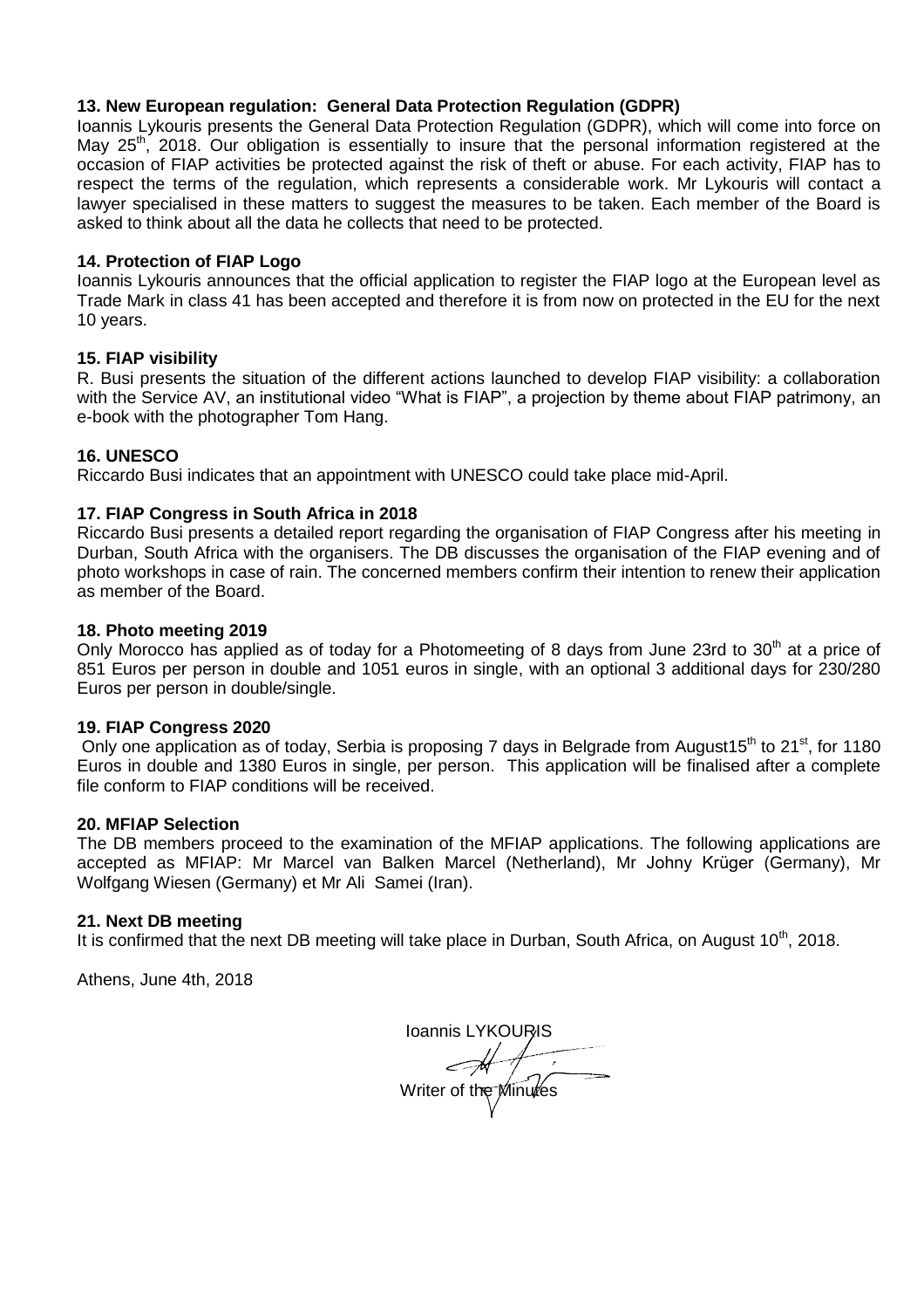**13. New European regulation: General Data Protection Regulation (GDPR)**

Ioannis Lykouris presents the General Data Protection Regulation (GDPR), which will come into force on May 25th, 2018. Our obligation is essentially to insure that the personal information registered at the occasion of FIAP activities be protected against the risk of theft or abuse. For each activity, FIAP has to respect the terms of the regulation, which represents a considerable work. Mr Lykouris will contact a lawyer specialised in these matters to suggest the measures to be taken. Each member of the Board is asked to think about all the data he collects that need to be protected.

**14. Protection of FIAP Logo**

Ioannis Lykouris announces that the official application to register the FIAP logo at the European level as Trade Mark in class 41 has been accepted and therefore it is from now on protected in the EU for the next 10 years.

**15. FIAP visibility**

R. Busi presents the situation of the different actions launched to develop FIAP visibility: a collaboration with the Service AV, an institutional video "What is FIAP", a projection by theme about FIAP patrimony, an e-book with the photographer Tom Hang.

**16. UNESCO**

Riccardo Busi indicates that an appointment with UNESCO could take place mid-April.

**17. FIAP Congress in South Africa in 2018**

Riccardo Busi presents a detailed report regarding the organisation of FIAP Congress after his meeting in Durban, South Africa with the organisers. The DB discusses the organisation of the FIAP evening and of photo workshops in case of rain. The concerned members confirm their intention to renew their application as member of the Board.

**18. Photo meeting 2019**

Only Morocco has applied as of today for a Photomeeting of 8 days from June 23rd to 30th at a price of 851 Euros per person in double and 1051 euros in single, with an optional 3 additional days for 230/280 Euros per person in double/single.

**19. FIAP Congress 2020**

Only one application as of today, Serbia is proposing 7 days in Belgrade from August15th to 21st, for 1180 Euros in double and 1380 Euros in single, per person. This application will be finalised after a complete file conform to FIAP conditions will be received.

**20. MFIAP Selection**

The DB members proceed to the examination of the MFIAP applications. The following applications are accepted as MFIAP: Mr Marcel van Balken Marcel (Netherland), Mr Johny Krüger (Germany), Mr Wolfgang Wiesen (Germany) et Mr Ali Samei (Iran).

**21. Next DB meeting**

It is confirmed that the next DB meeting will take place in Durban, South Africa, on August 10th, 2018.

Athens, June 4th, 2018

Ioannis LYKOURIS

Writer of the Minutes